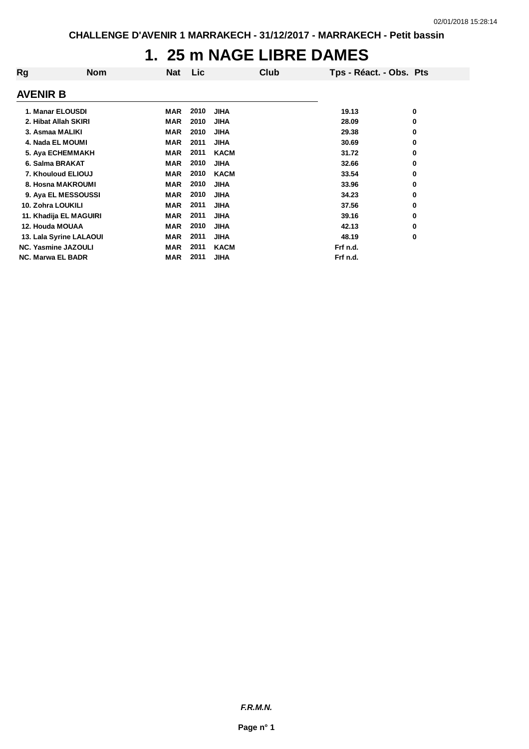CHALLENGE D'AVENIR 1 MARRAKECH - 31/12/2017 - MARRAKECH - Petit bassin

# 1. 25 m NAGE LIBRE DAMES

| Rg | Nom | Nat | Lic | Club | Tps - Réact. - Obs. | Pts |
|---|---|---|---|---|---|---|
| **AVENIR B** | | | | | | |
| 1. | Manar ELOUSDI | MAR | 2010 | JIHA | 19.13 | 0 |
| 2. | Hibat Allah SKIRI | MAR | 2010 | JIHA | 28.09 | 0 |
| 3. | Asmaa MALIKI | MAR | 2010 | JIHA | 29.38 | 0 |
| 4. | Nada EL MOUMI | MAR | 2011 | JIHA | 30.69 | 0 |
| 5. | Aya ECHEMMAKH | MAR | 2011 | KACM | 31.72 | 0 |
| 6. | Salma BRAKAT | MAR | 2010 | JIHA | 32.66 | 0 |
| 7. | Khouloud ELIOUJ | MAR | 2010 | KACM | 33.54 | 0 |
| 8. | Hosna MAKROUMI | MAR | 2010 | JIHA | 33.96 | 0 |
| 9. | Aya EL MESSOUSSI | MAR | 2010 | JIHA | 34.23 | 0 |
| 10. | Zohra LOUKILI | MAR | 2011 | JIHA | 37.56 | 0 |
| 11. | Khadija EL MAGUIRI | MAR | 2011 | JIHA | 39.16 | 0 |
| 12. | Houda MOUAA | MAR | 2010 | JIHA | 42.13 | 0 |
| 13. | Lala Syrine LALAOUI | MAR | 2011 | JIHA | 48.19 | 0 |
| NC. | Yasmine JAZOULI | MAR | 2011 | KACM | Frf n.d. | |
| NC. | Marwa EL BADR | MAR | 2011 | JIHA | Frf n.d. | |

***F.R.M.N.***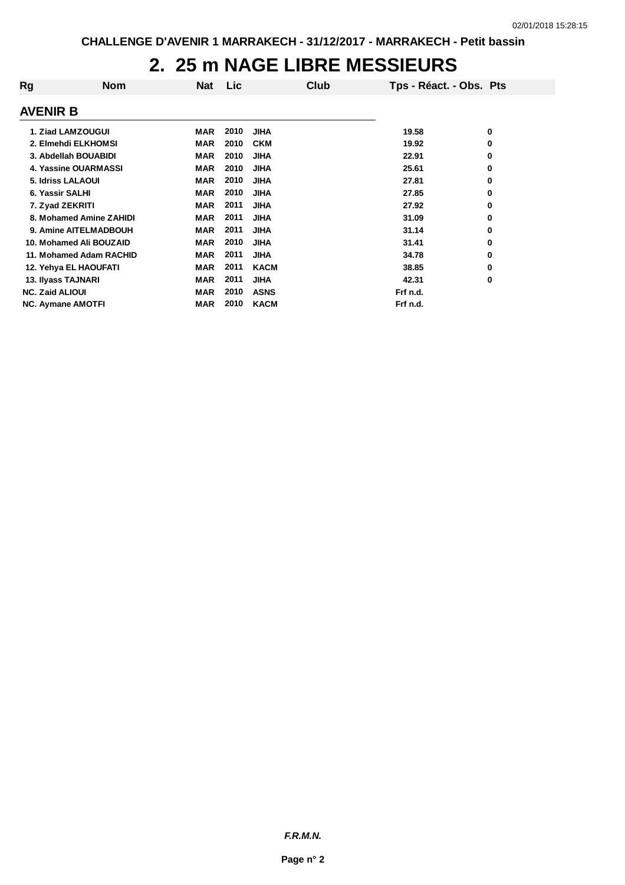CHALLENGE D'AVENIR 1 MARRAKECH - 31/12/2017 - MARRAKECH - Petit bassin

# 2. 25 m NAGE LIBRE MESSIEURS

| Rg | Nom | Nat | Lic | Club | Tps - Réact. - Obs. | Pts |
|---|---|---|---|---|---|---|

## AVENIR B

| Rg | Nom | Nat | Lic | Club | Tps - Réact. - Obs. | Pts |
|---|---|---|---|---|---|---|
| 1. | Ziad LAMZOUGUI | MAR | 2010 | JIHA | 19.58 | 0 |
| 2. | Elmehdi ELKHOMSI | MAR | 2010 | CKM | 19.92 | 0 |
| 3. | Abdellah BOUABIDI | MAR | 2010 | JIHA | 22.91 | 0 |
| 4. | Yassine OUARMASSI | MAR | 2010 | JIHA | 25.61 | 0 |
| 5. | Idriss LALAOUI | MAR | 2010 | JIHA | 27.81 | 0 |
| 6. | Yassir SALHI | MAR | 2010 | JIHA | 27.85 | 0 |
| 7. | Zyad ZEKRITI | MAR | 2011 | JIHA | 27.92 | 0 |
| 8. | Mohamed Amine ZAHIDI | MAR | 2011 | JIHA | 31.09 | 0 |
| 9. | Amine AITELMADBOUH | MAR | 2011 | JIHA | 31.14 | 0 |
| 10. | Mohamed Ali BOUZAID | MAR | 2010 | JIHA | 31.41 | 0 |
| 11. | Mohamed Adam RACHID | MAR | 2011 | JIHA | 34.78 | 0 |
| 12. | Yehya EL HAOUFATI | MAR | 2011 | KACM | 38.85 | 0 |
| 13. | Ilyass TAJNARI | MAR | 2011 | JIHA | 42.31 | 0 |
| NC. | Zaid ALIOUI | MAR | 2010 | ASNS | Frf n.d. | |
| NC. | Aymane AMOTFI | MAR | 2010 | KACM | Frf n.d. | |

*F.R.M.N.*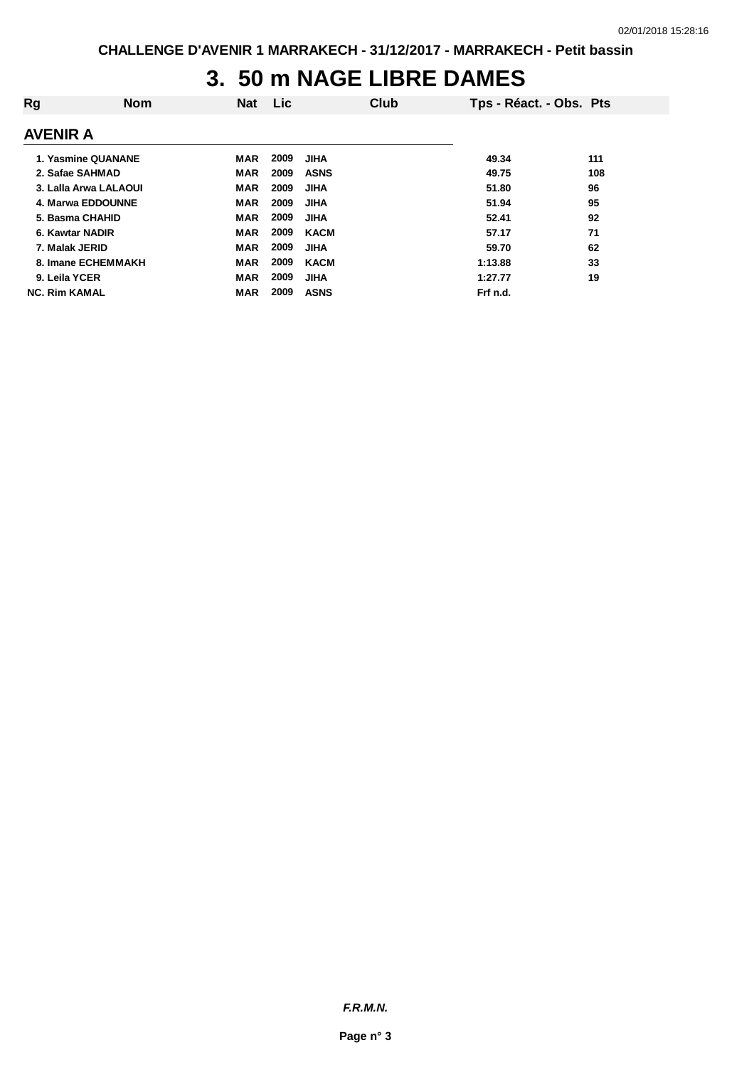# 3. 50 m NAGE LIBRE DAMES

| Rg | Nom | Nat | Lic | Club | Tps - Réact. - Obs. | Pts |
|---|---|---|---|---|---|---|
| **AVENIR A** | | | | | | |
| 1. | Yasmine QUANANE | MAR | 2009 | JIHA | 49.34 | 111 |
| 2. | Safae SAHMAD | MAR | 2009 | ASNS | 49.75 | 108 |
| 3. | Lalla Arwa LALAOUI | MAR | 2009 | JIHA | 51.80 | 96 |
| 4. | Marwa EDDOUNNE | MAR | 2009 | JIHA | 51.94 | 95 |
| 5. | Basma CHAHID | MAR | 2009 | JIHA | 52.41 | 92 |
| 6. | Kawtar NADIR | MAR | 2009 | KACM | 57.17 | 71 |
| 7. | Malak JERID | MAR | 2009 | JIHA | 59.70 | 62 |
| 8. | Imane ECHEMMAKH | MAR | 2009 | KACM | 1:13.88 | 33 |
| 9. | Leila YCER | MAR | 2009 | JIHA | 1:27.77 | 19 |
| NC. | Rim KAMAL | MAR | 2009 | ASNS | Frf n.d. | |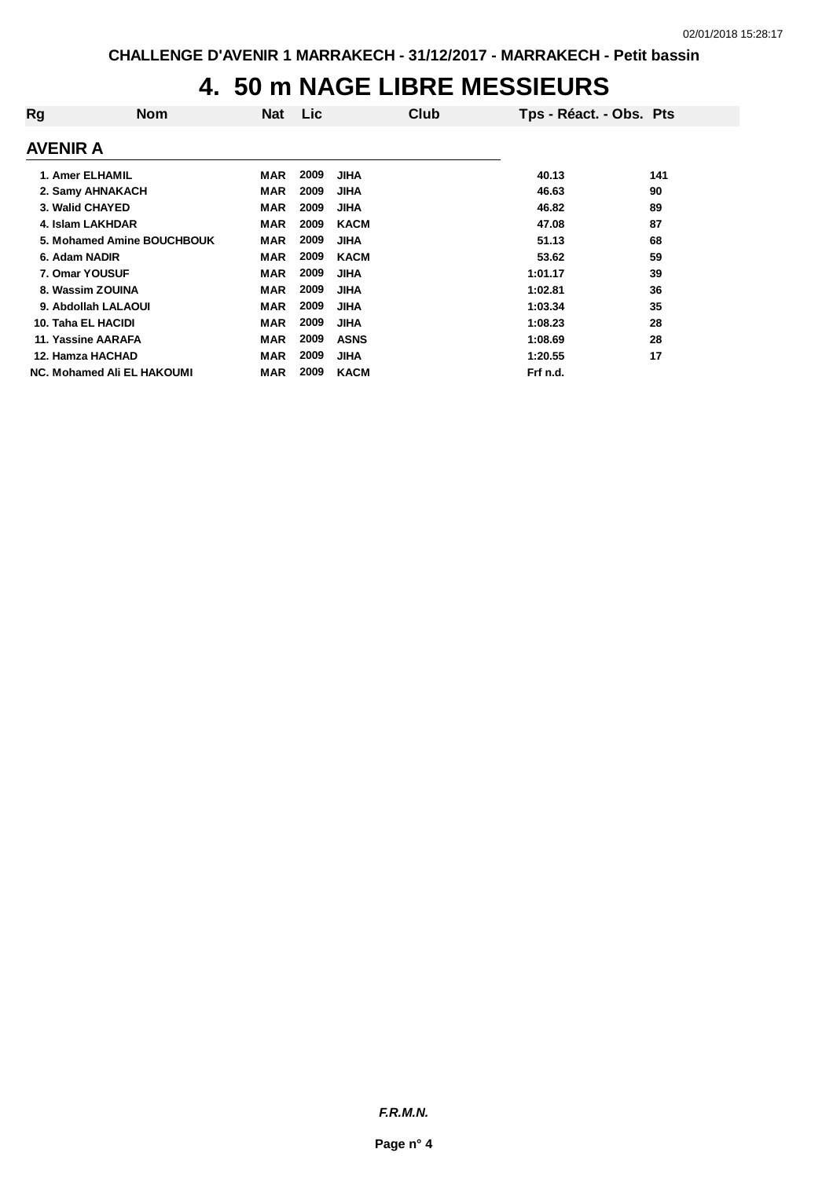# 4. 50 m NAGE LIBRE MESSIEURS

| Rg | Nom | Nat | Lic | Club | Tps - Réact. - Obs. | Pts |
|---|---|---|---|---|---|---|
| **AVENIR A** | | | | | | |
| 1. | Amer ELHAMIL | MAR | 2009 | JIHA | 40.13 | 141 |
| 2. | Samy AHNAKACH | MAR | 2009 | JIHA | 46.63 | 90 |
| 3. | Walid CHAYED | MAR | 2009 | JIHA | 46.82 | 89 |
| 4. | Islam LAKHDAR | MAR | 2009 | KACM | 47.08 | 87 |
| 5. | Mohamed Amine BOUCHBOUK | MAR | 2009 | JIHA | 51.13 | 68 |
| 6. | Adam NADIR | MAR | 2009 | KACM | 53.62 | 59 |
| 7. | Omar YOUSUF | MAR | 2009 | JIHA | 1:01.17 | 39 |
| 8. | Wassim ZOUINA | MAR | 2009 | JIHA | 1:02.81 | 36 |
| 9. | Abdollah LALAOUI | MAR | 2009 | JIHA | 1:03.34 | 35 |
| 10. | Taha EL HACIDI | MAR | 2009 | JIHA | 1:08.23 | 28 |
| 11. | Yassine AARAFA | MAR | 2009 | ASNS | 1:08.69 | 28 |
| 12. | Hamza HACHAD | MAR | 2009 | JIHA | 1:20.55 | 17 |
| NC. | Mohamed Ali EL HAKOUMI | MAR | 2009 | KACM | Frf n.d. | |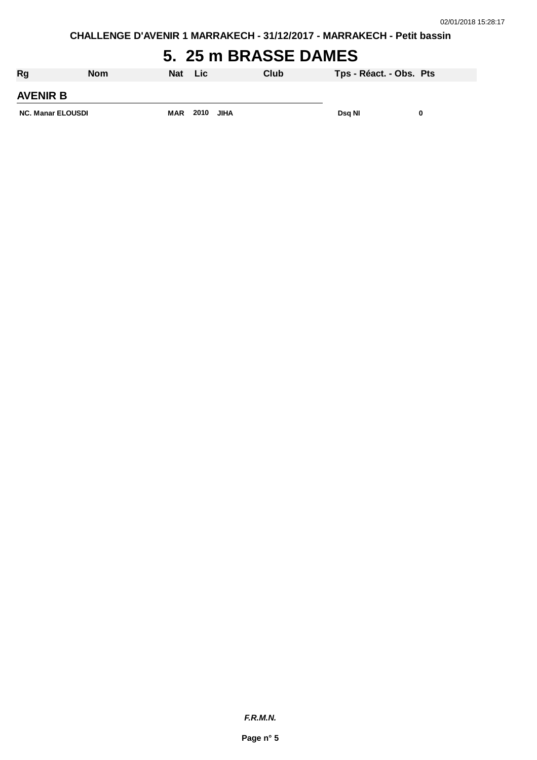# 5. 25 m BRASSE DAMES

| Rg | Nom | Nat | Lic | Club | Tps - Réact. - Obs. | Pts |
|---|---|---|---|---|---|---|
| **AVENIR B** | | | | | | |
| NC. | Manar ELOUSDI | MAR | 2010 | JIHA | Dsq NI | 0 |

***F.R.M.N.***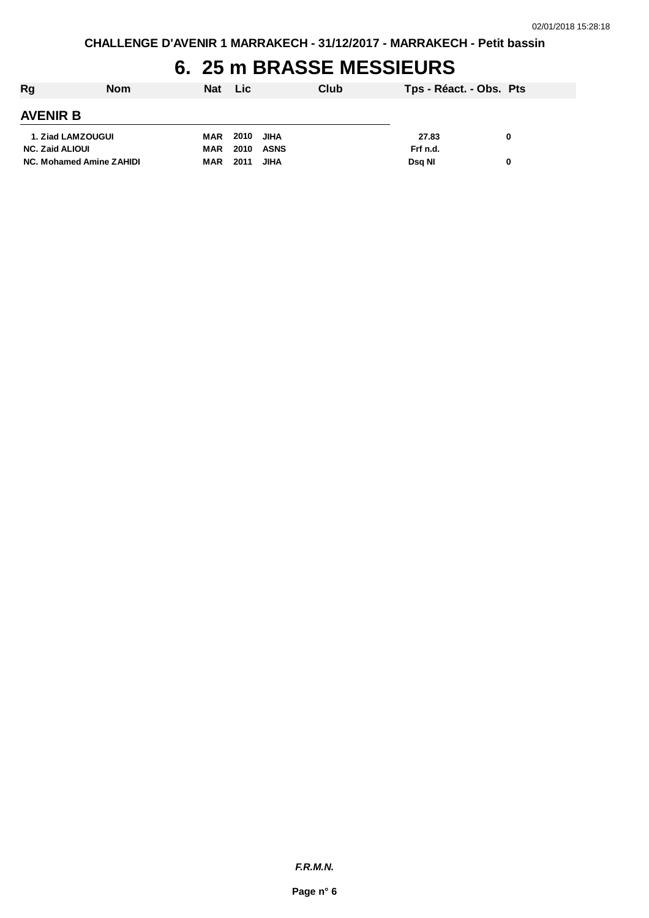CHALLENGE D'AVENIR 1 MARRAKECH - 31/12/2017 - MARRAKECH - Petit bassin

# 6. 25 m BRASSE MESSIEURS

| Rg | Nom | Nat | Lic | Club | Tps - Réact. - Obs. | Pts |
|---|---|---|---|---|---|---|

## AVENIR B

| Rg | Nom | Nat | Lic | Club | Tps - Réact. - Obs. | Pts |
|---|---|---|---|---|---|---|
| 1. | Ziad LAMZOUGUI | MAR | 2010 | JIHA | 27.83 | 0 |
| NC. | Zaid ALIOUI | MAR | 2010 | ASNS | Frf n.d. | |
| NC. | Mohamed Amine ZAHIDI | MAR | 2011 | JIHA | Dsq NI | 0 |

*F.R.M.N.*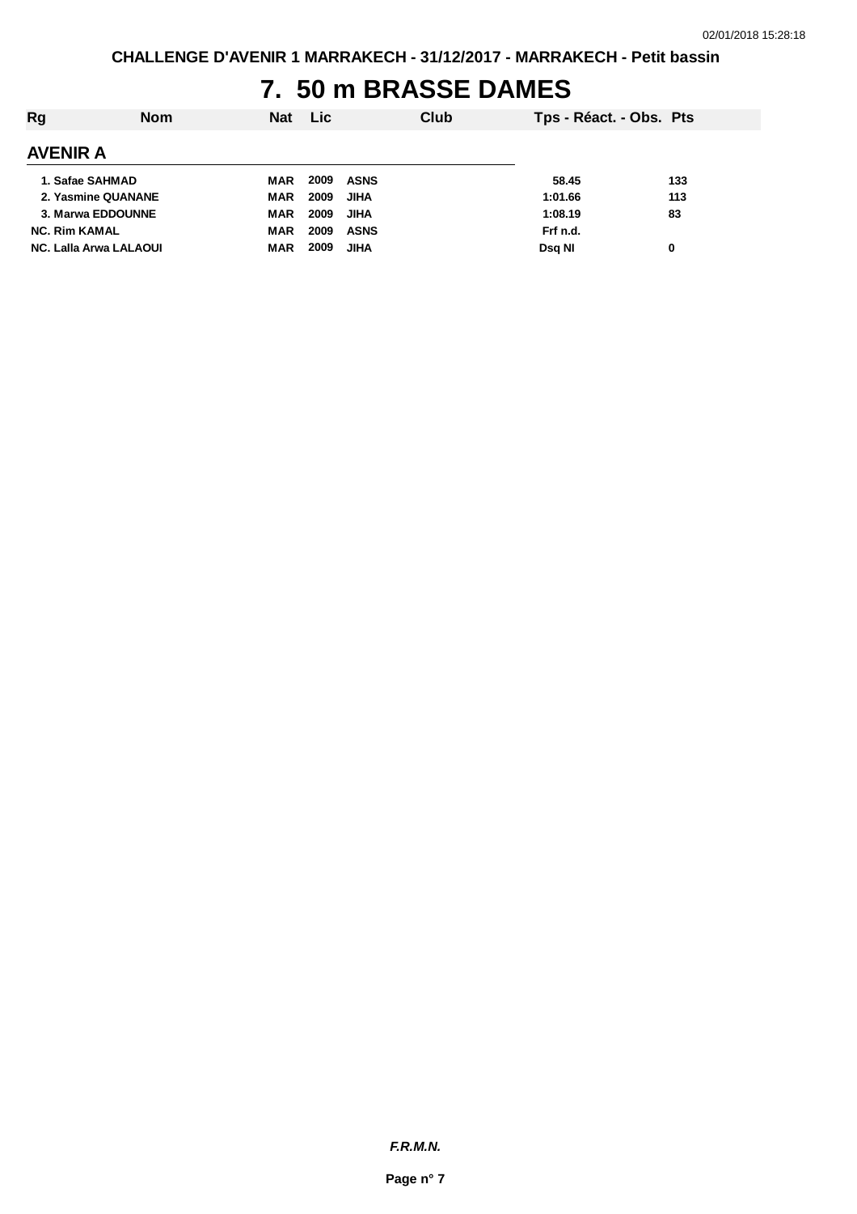# 7. 50 m BRASSE DAMES

| Rg | Nom | Nat | Lic | Club | Tps - Réact. - Obs. | Pts |
|---|---|---|---|---|---|---|
| **AVENIR A** | | | | | | |
| 1. | Safae SAHMAD | MAR | 2009 | ASNS | 58.45 | 133 |
| 2. | Yasmine QUANANE | MAR | 2009 | JIHA | 1:01.66 | 113 |
| 3. | Marwa EDDOUNNE | MAR | 2009 | JIHA | 1:08.19 | 83 |
| NC. | Rim KAMAL | MAR | 2009 | ASNS | Frf n.d. | |
| NC. | Lalla Arwa LALAOUI | MAR | 2009 | JIHA | Dsq NI | 0 |

*F.R.M.N.*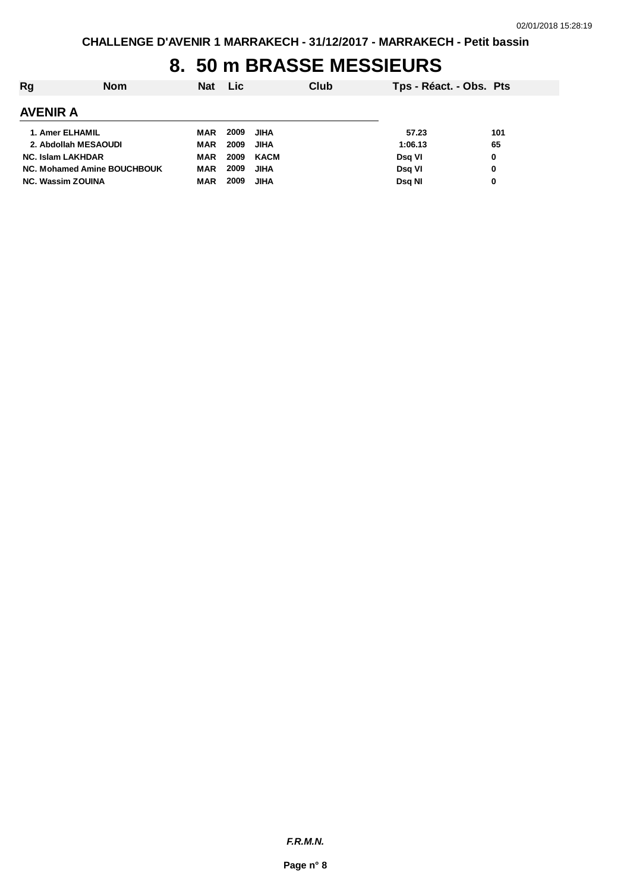# 8. 50 m BRASSE MESSIEURS

| Rg | Nom | Nat | Lic | Club | Tps - Réact. - Obs. | Pts |
|---|---|---|---|---|---|---|
| **AVENIR A** | | | | | | |
| 1. | Amer ELHAMIL | MAR | 2009 | JIHA | 57.23 | 101 |
| 2. | Abdollah MESAOUDI | MAR | 2009 | JIHA | 1:06.13 | 65 |
| NC. | Islam LAKHDAR | MAR | 2009 | KACM | Dsq VI | 0 |
| NC. | Mohamed Amine BOUCHBOUK | MAR | 2009 | JIHA | Dsq VI | 0 |
| NC. | Wassim ZOUINA | MAR | 2009 | JIHA | Dsq NI | 0 |

*F.R.M.N.*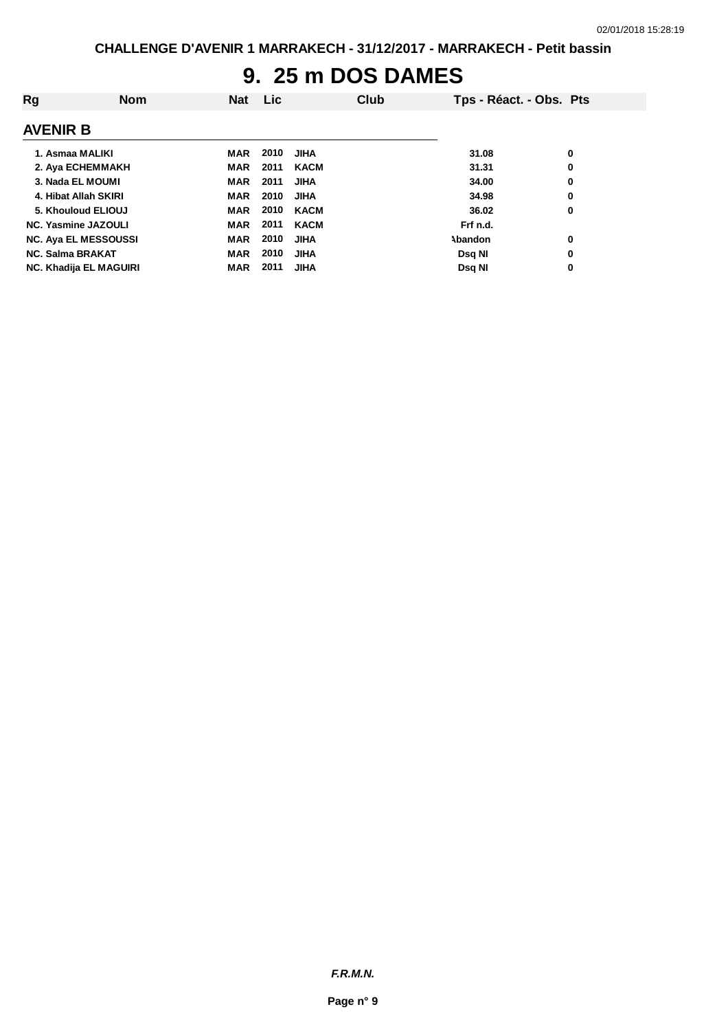CHALLENGE D'AVENIR 1 MARRAKECH - 31/12/2017 - MARRAKECH - Petit bassin

# 9. 25 m DOS DAMES

## AVENIR B

| Rg | Nom | Nat | Lic | Club | Tps - Réact. - Obs. | Pts |
|---|---|---|---|---|---|---|
| 1. | Asmaa MALIKI | MAR | 2010 | JIHA | 31.08 | 0 |
| 2. | Aya ECHEMMAKH | MAR | 2011 | KACM | 31.31 | 0 |
| 3. | Nada EL MOUMI | MAR | 2011 | JIHA | 34.00 | 0 |
| 4. | Hibat Allah SKIRI | MAR | 2010 | JIHA | 34.98 | 0 |
| 5. | Khouloud ELIOUJ | MAR | 2010 | KACM | 36.02 | 0 |
| NC. | Yasmine JAZOULI | MAR | 2011 | KACM | Frf n.d. | |
| NC. | Aya EL MESSOUSSI | MAR | 2010 | JIHA | Abandon | 0 |
| NC. | Salma BRAKAT | MAR | 2010 | JIHA | Dsq NI | 0 |
| NC. | Khadija EL MAGUIRI | MAR | 2011 | JIHA | Dsq NI | 0 |

*F.R.M.N.*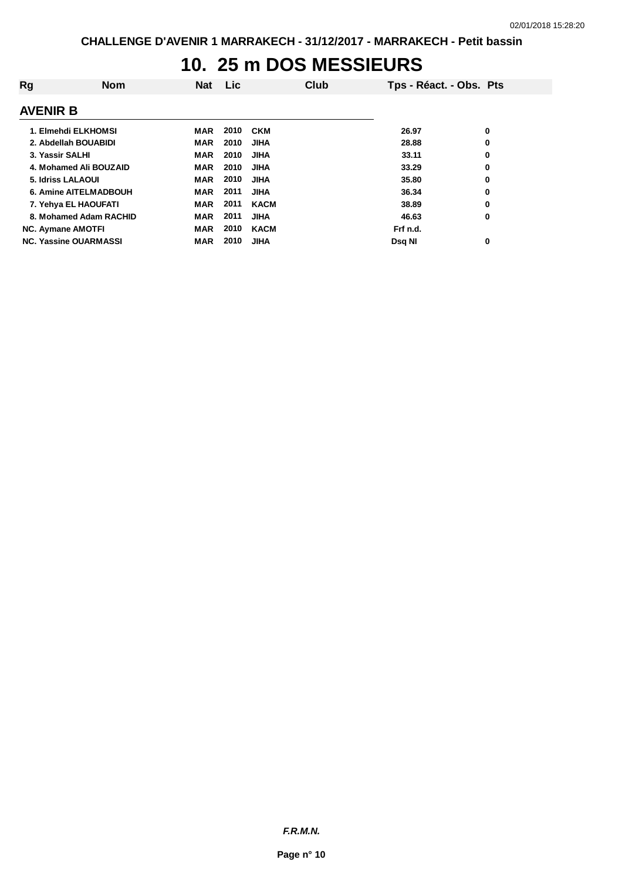# 10. 25 m DOS MESSIEURS

| Rg | Nom | Nat | Lic | Club | Tps - Réact. - Obs. | Pts |
|---|---|---|---|---|---|---|
| **AVENIR B** | | | | | | |
| 1. | Elmehdi ELKHOMSI | MAR | 2010 | CKM | 26.97 | 0 |
| 2. | Abdellah BOUABIDI | MAR | 2010 | JIHA | 28.88 | 0 |
| 3. | Yassir SALHI | MAR | 2010 | JIHA | 33.11 | 0 |
| 4. | Mohamed Ali BOUZAID | MAR | 2010 | JIHA | 33.29 | 0 |
| 5. | Idriss LALAOUI | MAR | 2010 | JIHA | 35.80 | 0 |
| 6. | Amine AITELMADBOUH | MAR | 2011 | JIHA | 36.34 | 0 |
| 7. | Yehya EL HAOUFATI | MAR | 2011 | KACM | 38.89 | 0 |
| 8. | Mohamed Adam RACHID | MAR | 2011 | JIHA | 46.63 | 0 |
| NC. | Aymane AMOTFI | MAR | 2010 | KACM | Frf n.d. | |
| NC. | Yassine OUARMASSI | MAR | 2010 | JIHA | Dsq NI | 0 |

*F.R.M.N.*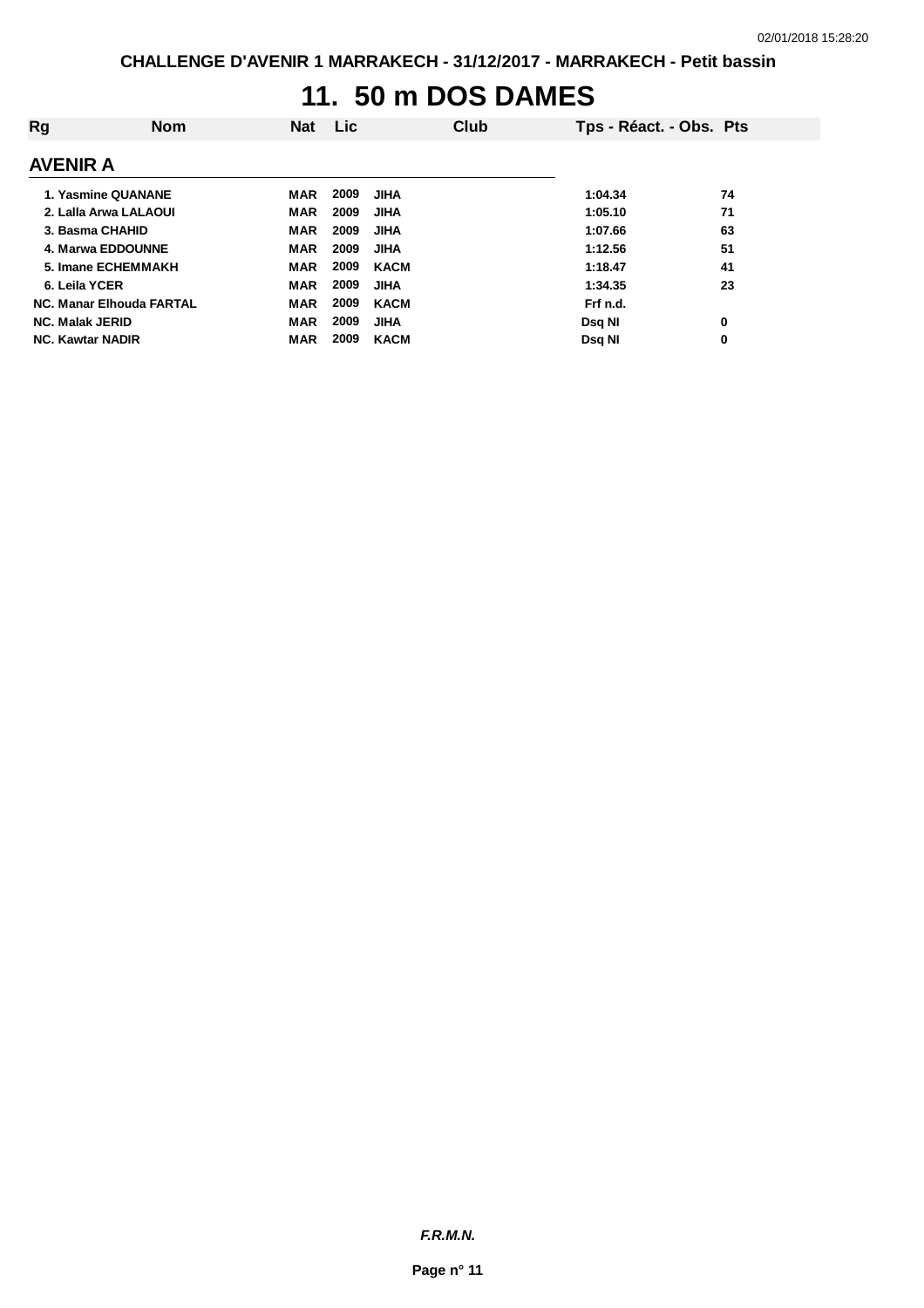# 11. 50 m DOS DAMES

| Rg | Nom | Nat | Lic | Club | Tps - Réact. - Obs. | Pts |
|---|---|---|---|---|---|---|
| **AVENIR A** | | | | | | |
| 1. | Yasmine QUANANE | MAR | 2009 | JIHA | 1:04.34 | 74 |
| 2. | Lalla Arwa LALAOUI | MAR | 2009 | JIHA | 1:05.10 | 71 |
| 3. | Basma CHAHID | MAR | 2009 | JIHA | 1:07.66 | 63 |
| 4. | Marwa EDDOUNNE | MAR | 2009 | JIHA | 1:12.56 | 51 |
| 5. | Imane ECHEMMAKH | MAR | 2009 | KACM | 1:18.47 | 41 |
| 6. | Leila YCER | MAR | 2009 | JIHA | 1:34.35 | 23 |
| NC. | Manar Elhouda FARTAL | MAR | 2009 | KACM | Frf n.d. | |
| NC. | Malak JERID | MAR | 2009 | JIHA | Dsq NI | 0 |
| NC. | Kawtar NADIR | MAR | 2009 | KACM | Dsq NI | 0 |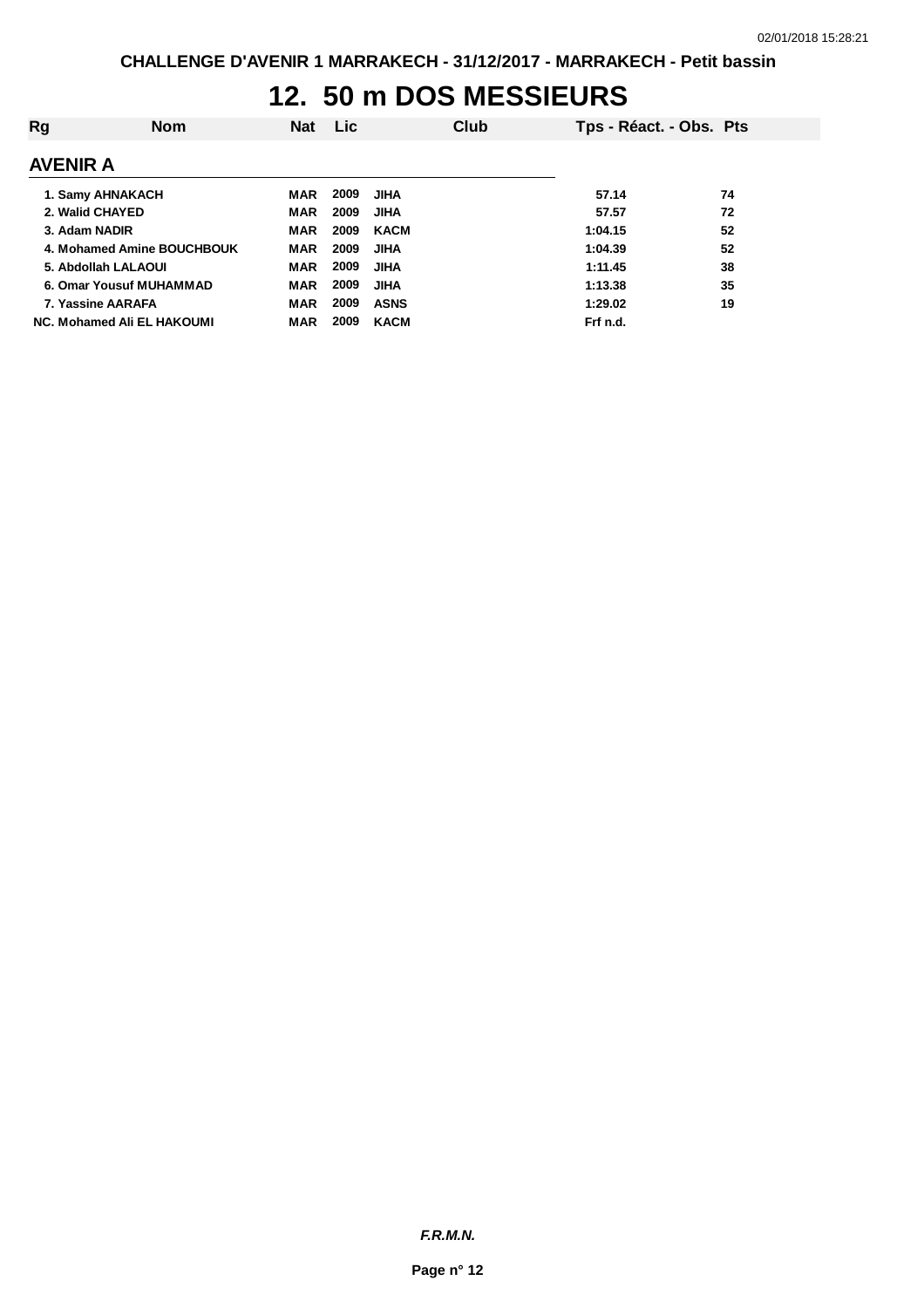# 12. 50 m DOS MESSIEURS

| Rg | Nom | Nat | Lic | Club | Tps - Réact. - Obs. | Pts |
|---|---|---|---|---|---|---|
| **AVENIR A** | | | | | | |
| 1. | Samy AHNAKACH | MAR | 2009 | JIHA | 57.14 | 74 |
| 2. | Walid CHAYED | MAR | 2009 | JIHA | 57.57 | 72 |
| 3. | Adam NADIR | MAR | 2009 | KACM | 1:04.15 | 52 |
| 4. | Mohamed Amine BOUCHBOUK | MAR | 2009 | JIHA | 1:04.39 | 52 |
| 5. | Abdollah LALAOUI | MAR | 2009 | JIHA | 1:11.45 | 38 |
| 6. | Omar Yousuf MUHAMMAD | MAR | 2009 | JIHA | 1:13.38 | 35 |
| 7. | Yassine AARAFA | MAR | 2009 | ASNS | 1:29.02 | 19 |
| NC. | Mohamed Ali EL HAKOUMI | MAR | 2009 | KACM | Frf n.d. | |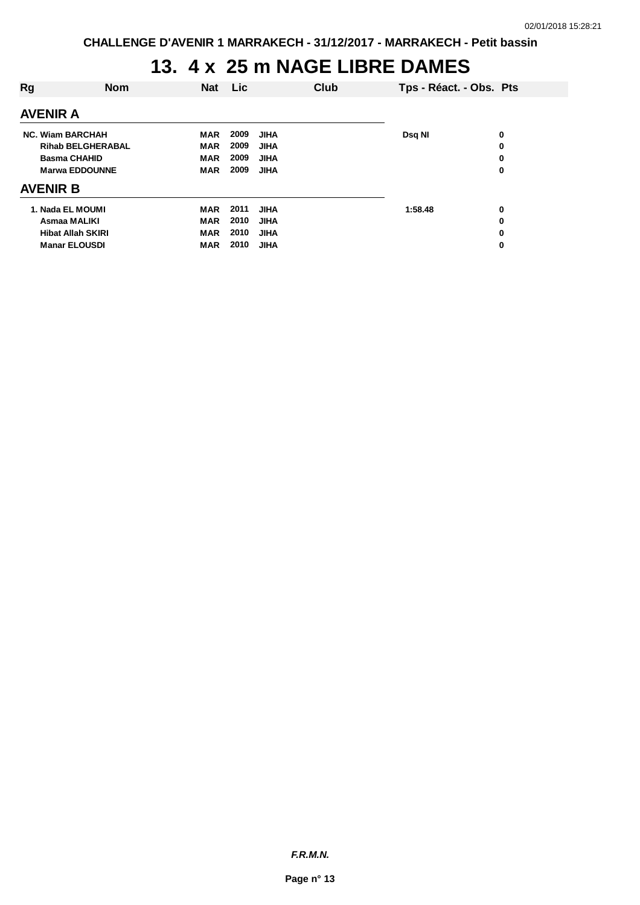CHALLENGE D'AVENIR 1 MARRAKECH - 31/12/2017 - MARRAKECH - Petit bassin

# 13. 4 x 25 m NAGE LIBRE DAMES

| Rg | Nom | Nat | Lic | Club | Tps - Réact. - Obs. | Pts |
|---|---|---|---|---|---|---|
| **AVENIR A** | | | | | | |
| NC. | Wiam BARCHAH | MAR | 2009 | JIHA | Dsq NI | 0 |
| | Rihab BELGHERABAL | MAR | 2009 | JIHA | | 0 |
| | Basma CHAHID | MAR | 2009 | JIHA | | 0 |
| | Marwa EDDOUNNE | MAR | 2009 | JIHA | | 0 |
| **AVENIR B** | | | | | | |
| 1. | Nada EL MOUMI | MAR | 2011 | JIHA | 1:58.48 | 0 |
| | Asmaa MALIKI | MAR | 2010 | JIHA | | 0 |
| | Hibat Allah SKIRI | MAR | 2010 | JIHA | | 0 |
| | Manar ELOUSDI | MAR | 2010 | JIHA | | 0 |

*F.R.M.N.*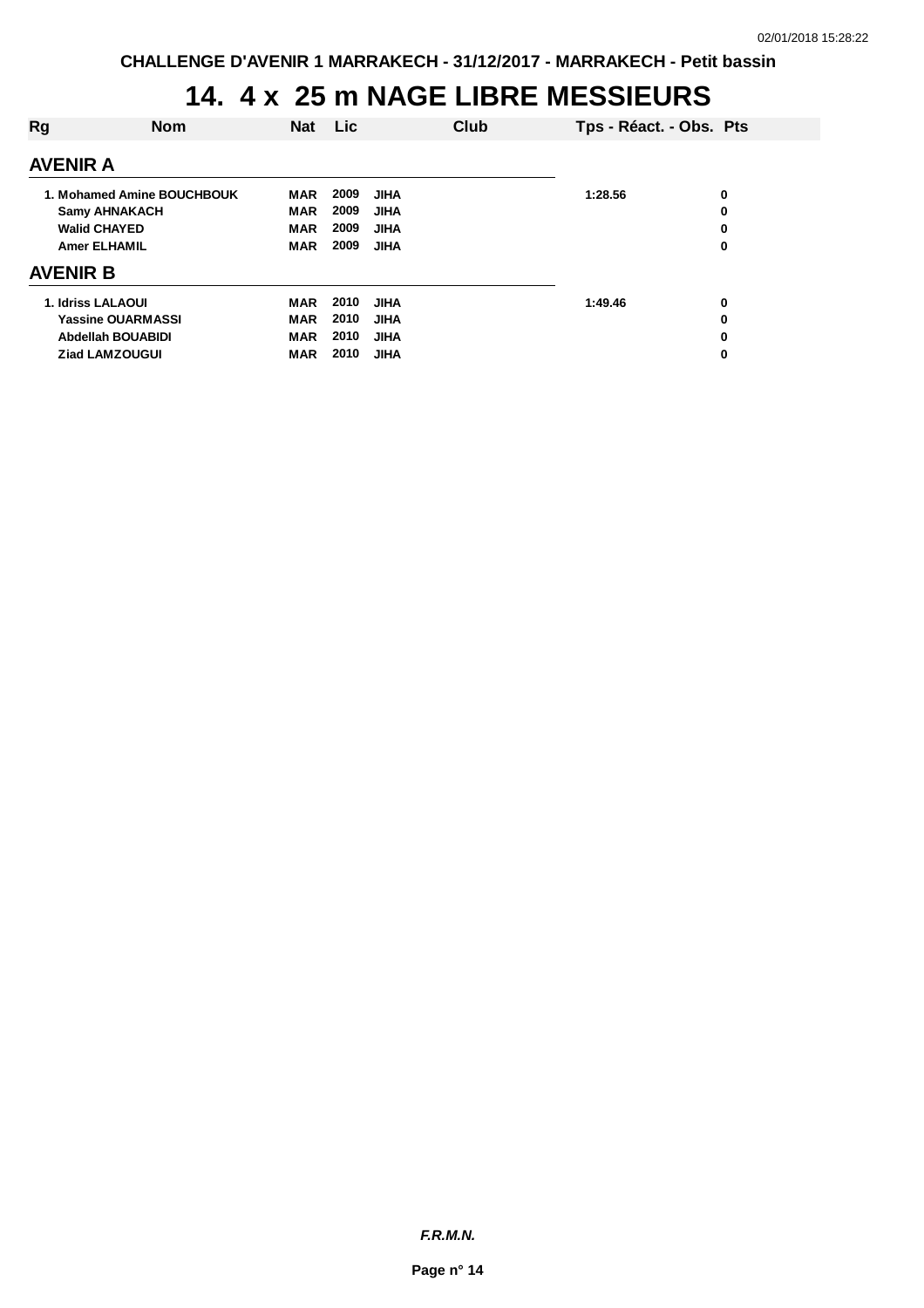CHALLENGE D'AVENIR 1 MARRAKECH - 31/12/2017 - MARRAKECH - Petit bassin

# 14. 4 x 25 m NAGE LIBRE MESSIEURS

| Rg | Nom | Nat | Lic | Club | Tps - Réact. - Obs. | Pts |
|---|---|---|---|---|---|---|
| **AVENIR A** | | | | | | |
| 1. | Mohamed Amine BOUCHBOUK | MAR | 2009 | JIHA | 1:28.56 | 0 |
| | Samy AHNAKACH | MAR | 2009 | JIHA | | 0 |
| | Walid CHAYED | MAR | 2009 | JIHA | | 0 |
| | Amer ELHAMIL | MAR | 2009 | JIHA | | 0 |
| **AVENIR B** | | | | | | |
| 1. | Idriss LALAOUI | MAR | 2010 | JIHA | 1:49.46 | 0 |
| | Yassine OUARMASSI | MAR | 2010 | JIHA | | 0 |
| | Abdellah BOUABIDI | MAR | 2010 | JIHA | | 0 |
| | Ziad LAMZOUGUI | MAR | 2010 | JIHA | | 0 |

*F.R.M.N.*